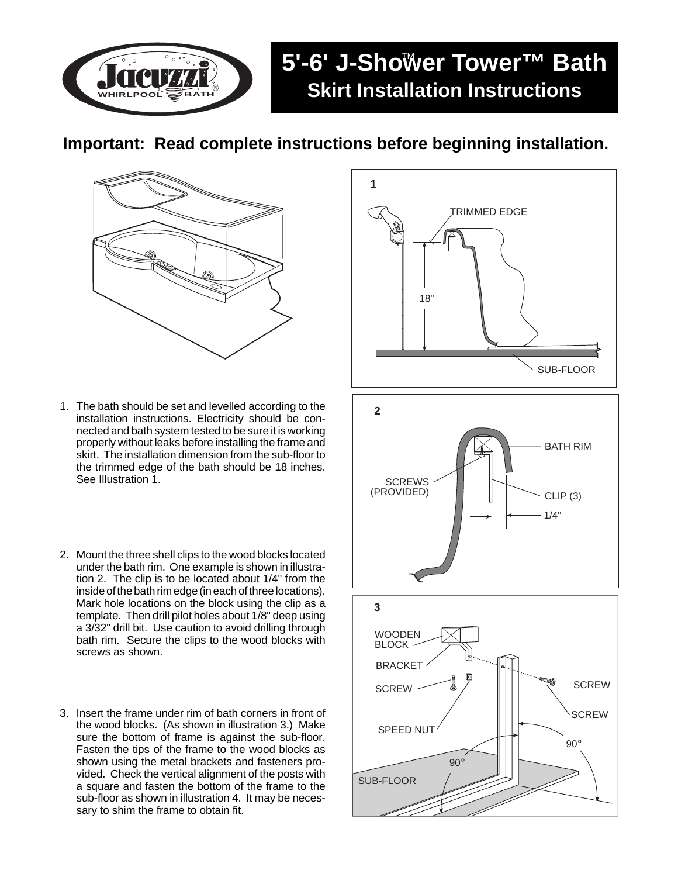# 5'-6' J-Shower Tower™ Bath

## Skirt Installation Instructions

**Important: Read complete instructions before beginning installation.**

1. The bath should be set and levelled according to the installation instructions. Electricity should be connected and bath system tested to be sure it is working properly without leaks before installing the frame and skirt. The installation dimension from the sub-floor to the trimmed edge of the bath should be 18 inches. See Illustration 1.

2. Mount the three shell clips to the wood blocks located under the bath rim. One example is shown in illustration 2. The clip is to be located about 1/4" from the inside of the bath rim edge (in each of three locations). Mark hole locations on the block using the clip as a template. Then drill pilot holes about 1/8" deep using a 3/32" drill bit. Use caution to avoid drilling through bath rim. Secure the clips to the wood blocks with screws as shown.

3. Insert the frame under rim of bath corners in front of the wood blocks. (As shown in illustration 3.) Make sure the bottom of frame is against the sub-floor. Fasten the tips of the frame to the wood blocks as shown using the metal brackets and fasteners provided. Check the vertical alignment of the posts with a square and fasten the bottom of the frame to the sub-floor as shown in illustration 4. It may be necessary to shim the frame to obtain fit.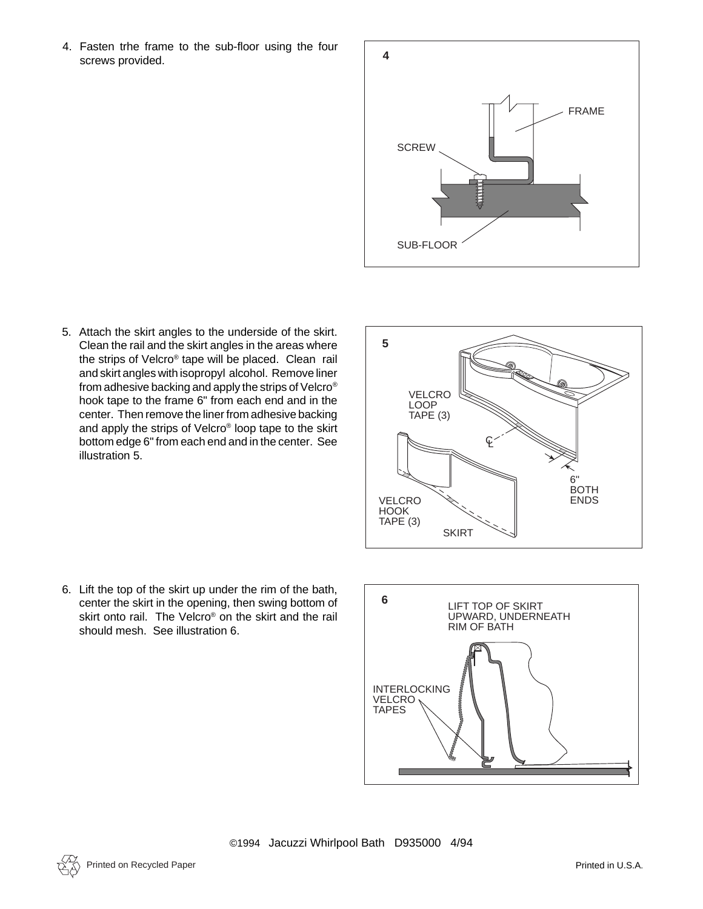4. Fasten trhe frame to the sub-floor using the four screws provided.

4

FRAME

SCREW

SUB-FLOOR

5. Attach the skirt angles to the underside of the skirt. Clean the rail and the skirt angles in the areas where the strips of Velcro® tape will be placed. Clean rail and skirt angles with isopropyl alcohol. Remove liner from adhesive backing and apply the strips of Velcro® hook tape to the frame 6" from each end and in the center. Then remove the liner from adhesive backing and apply the strips of Velcro® loop tape to the skirt bottom edge 6" from each end and in the center. See illustration 5.

5

VELCRO LOOP TAPE (3)

CL

6" BOTH ENDS

VELCRO HOOK TAPE (3)

SKIRT

6. Lift the top of the skirt up under the rim of the bath, center the skirt in the opening, then swing bottom of skirt onto rail. The Velcro® on the skirt and the rail should mesh. See illustration 6.

6

LIFT TOP OF SKIRT UPWARD, UNDERNEATH RIM OF BATH

INTERLOCKING VELCRO TAPES

©1994 Jacuzzi Whirlpool Bath D935000 4/94

Printed on Recycled Paper

Printed in U.S.A.